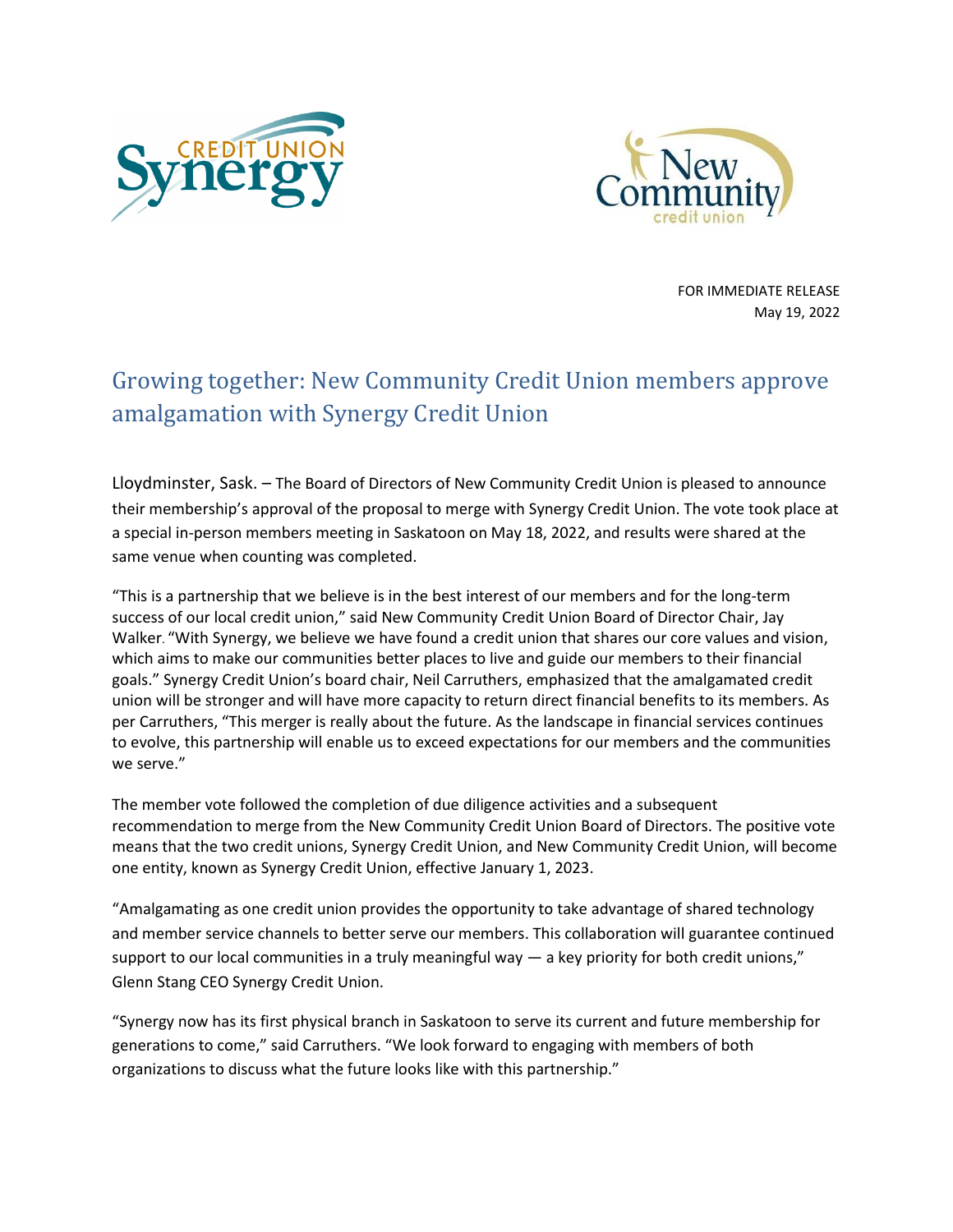FOR IMMEDIATE RELEASE
May 19, 2022

# Growing together: New Community Credit Union members approve amalgamation with Synergy Credit Union

Lloydminster, Sask. – The Board of Directors of New Community Credit Union is pleased to announce their membership's approval of the proposal to merge with Synergy Credit Union. The vote took place at a special in-person members meeting in Saskatoon on May 18, 2022, and results were shared at the same venue when counting was completed.

"This is a partnership that we believe is in the best interest of our members and for the long-term success of our local credit union," said New Community Credit Union Board of Director Chair, Jay Walker. "With Synergy, we believe we have found a credit union that shares our core values and vision, which aims to make our communities better places to live and guide our members to their financial goals." Synergy Credit Union's board chair, Neil Carruthers, emphasized that the amalgamated credit union will be stronger and will have more capacity to return direct financial benefits to its members. As per Carruthers, "This merger is really about the future. As the landscape in financial services continues to evolve, this partnership will enable us to exceed expectations for our members and the communities we serve."

The member vote followed the completion of due diligence activities and a subsequent recommendation to merge from the New Community Credit Union Board of Directors. The positive vote means that the two credit unions, Synergy Credit Union, and New Community Credit Union, will become one entity, known as Synergy Credit Union, effective January 1, 2023.

"Amalgamating as one credit union provides the opportunity to take advantage of shared technology and member service channels to better serve our members. This collaboration will guarantee continued support to our local communities in a truly meaningful way — a key priority for both credit unions," Glenn Stang CEO Synergy Credit Union.

"Synergy now has its first physical branch in Saskatoon to serve its current and future membership for generations to come," said Carruthers. "We look forward to engaging with members of both organizations to discuss what the future looks like with this partnership."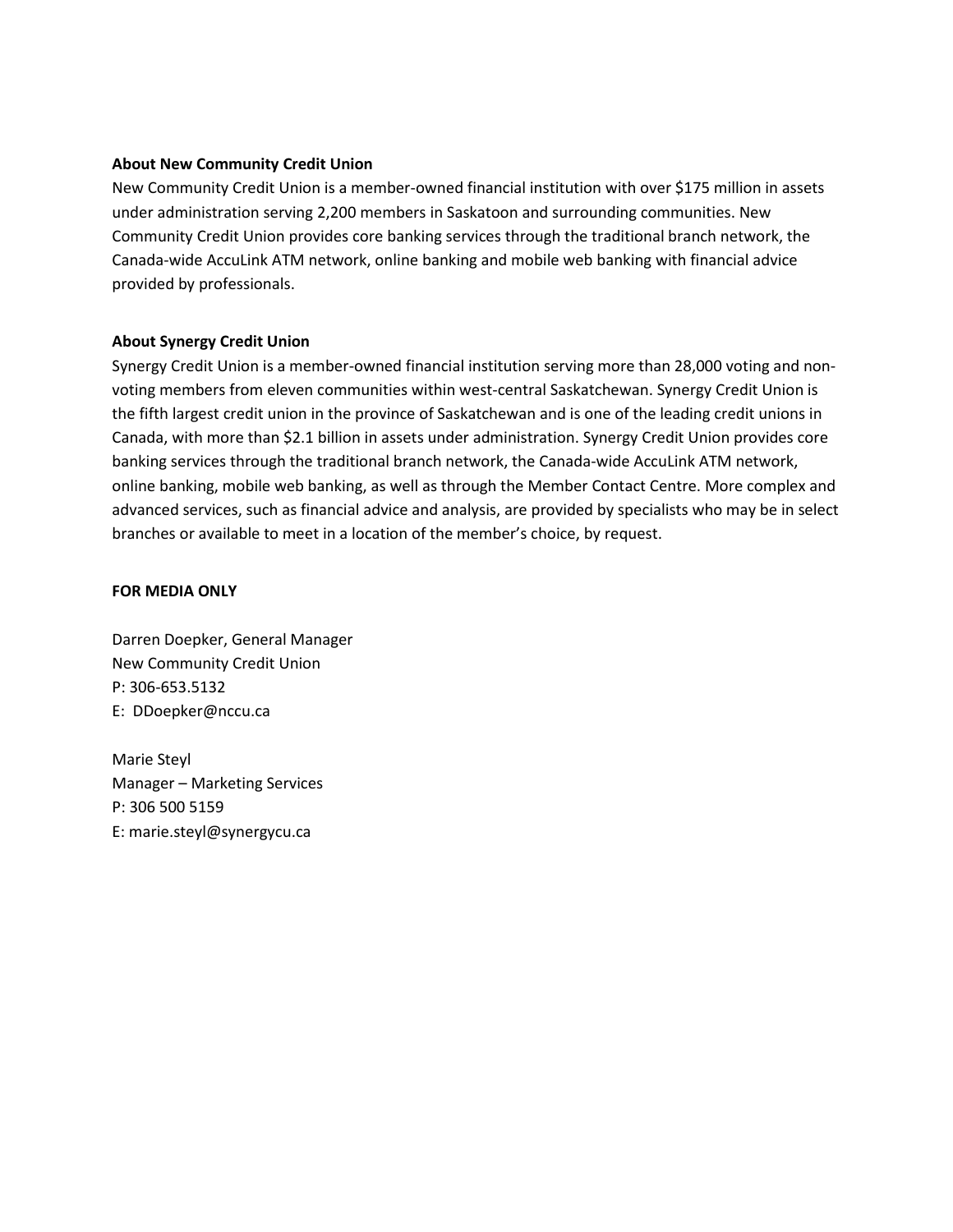**About New Community Credit Union**

New Community Credit Union is a member-owned financial institution with over $175 million in assets under administration serving 2,200 members in Saskatoon and surrounding communities. New Community Credit Union provides core banking services through the traditional branch network, the Canada-wide AccuLink ATM network, online banking and mobile web banking with financial advice provided by professionals.

**About Synergy Credit Union**

Synergy Credit Union is a member-owned financial institution serving more than 28,000 voting and non-voting members from eleven communities within west-central Saskatchewan. Synergy Credit Union is the fifth largest credit union in the province of Saskatchewan and is one of the leading credit unions in Canada, with more than $2.1 billion in assets under administration. Synergy Credit Union provides core banking services through the traditional branch network, the Canada-wide AccuLink ATM network, online banking, mobile web banking, as well as through the Member Contact Centre. More complex and advanced services, such as financial advice and analysis, are provided by specialists who may be in select branches or available to meet in a location of the member's choice, by request.

**FOR MEDIA ONLY**

Darren Doepker, General Manager
New Community Credit Union
P: 306-653.5132
E: DDoepker@nccu.ca

Marie Steyl
Manager – Marketing Services
P: 306 500 5159
E: marie.steyl@synergycu.ca